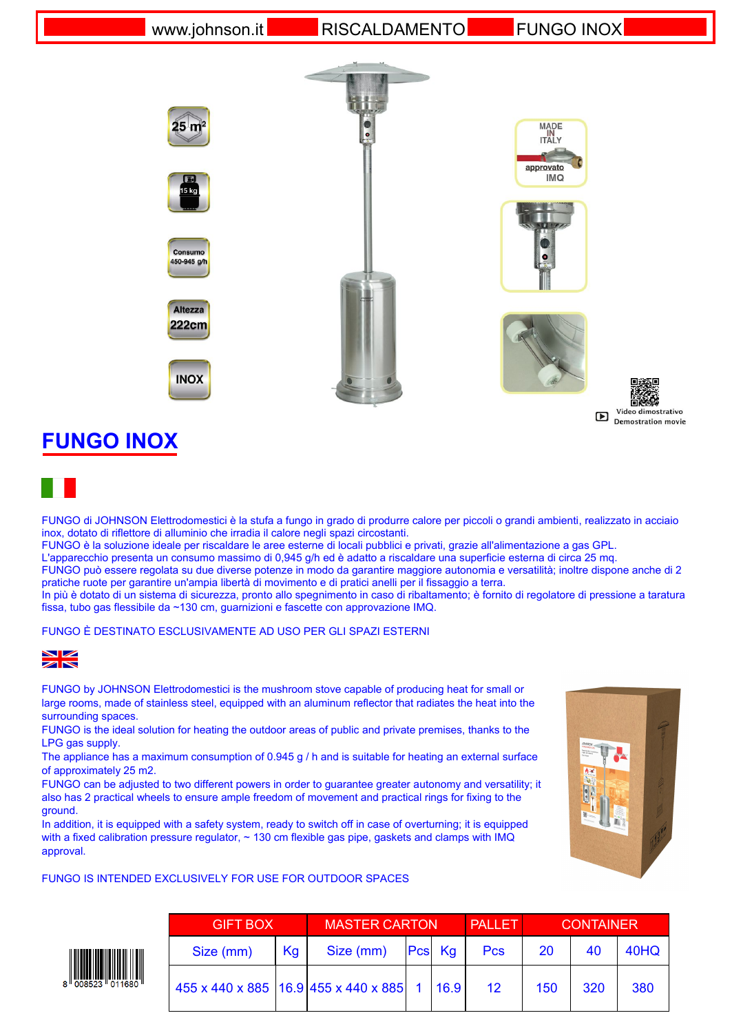www.johnson.it | RISCALDAMENTO | FUNGO INOX

25 m²

15 kg

Consumo 450-945 g/h

Altezza 222cm

INOX

MADE IN ITALY

approvato IMQ

Video dimostrativo
Demostration movie

# FUNGO INOX

FUNGO di JOHNSON Elettrodomestici è la stufa a fungo in grado di produrre calore per piccoli o grandi ambienti, realizzato in acciaio inox, dotato di riflettore di alluminio che irradia il calore negli spazi circostanti.
FUNGO è la soluzione ideale per riscaldare le aree esterne di locali pubblici e privati, grazie all'alimentazione a gas GPL.
L'apparecchio presenta un consumo massimo di 0,945 g/h ed è adatto a riscaldare una superficie esterna di circa 25 mq.
FUNGO può essere regolata su due diverse potenze in modo da garantire maggiore autonomia e versatilità; inoltre dispone anche di 2 pratiche ruote per garantire un'ampia libertà di movimento e di pratici anelli per il fissaggio a terra.
In più è dotato di un sistema di sicurezza, pronto allo spegnimento in caso di ribaltamento; è fornito di regolatore di pressione a taratura fissa, tubo gas flessibile da ~130 cm, guarnizioni e fascette con approvazione IMQ.

FUNGO È DESTINATO ESCLUSIVAMENTE AD USO PER GLI SPAZI ESTERNI

FUNGO by JOHNSON Elettrodomestici is the mushroom stove capable of producing heat for small or large rooms, made of stainless steel, equipped with an aluminum reflector that radiates the heat into the surrounding spaces.
FUNGO is the ideal solution for heating the outdoor areas of public and private premises, thanks to the LPG gas supply.
The appliance has a maximum consumption of 0.945 g / h and is suitable for heating an external surface of approximately 25 m2.
FUNGO can be adjusted to two different powers in order to guarantee greater autonomy and versatility; it also has 2 practical wheels to ensure ample freedom of movement and practical rings for fixing to the ground.
In addition, it is equipped with a safety system, ready to switch off in case of overturning; it is equipped with a fixed calibration pressure regulator, ~ 130 cm flexible gas pipe, gaskets and clamps with IMQ approval.

FUNGO IS INTENDED EXCLUSIVELY FOR USE FOR OUTDOOR SPACES

8 008523 011680

| GIFT BOX | | MASTER CARTON | | | PALLET | CONTAINER | | |
|---|---|---|---|---|---|---|---|---|
| Size (mm) | Kg | Size (mm) | Pcs | Kg | Pcs | 20 | 40 | 40HQ |
| 455 x 440 x 885 | 16.9 | 455 x 440 x 885 | 1 | 16.9 | 12 | 150 | 320 | 380 |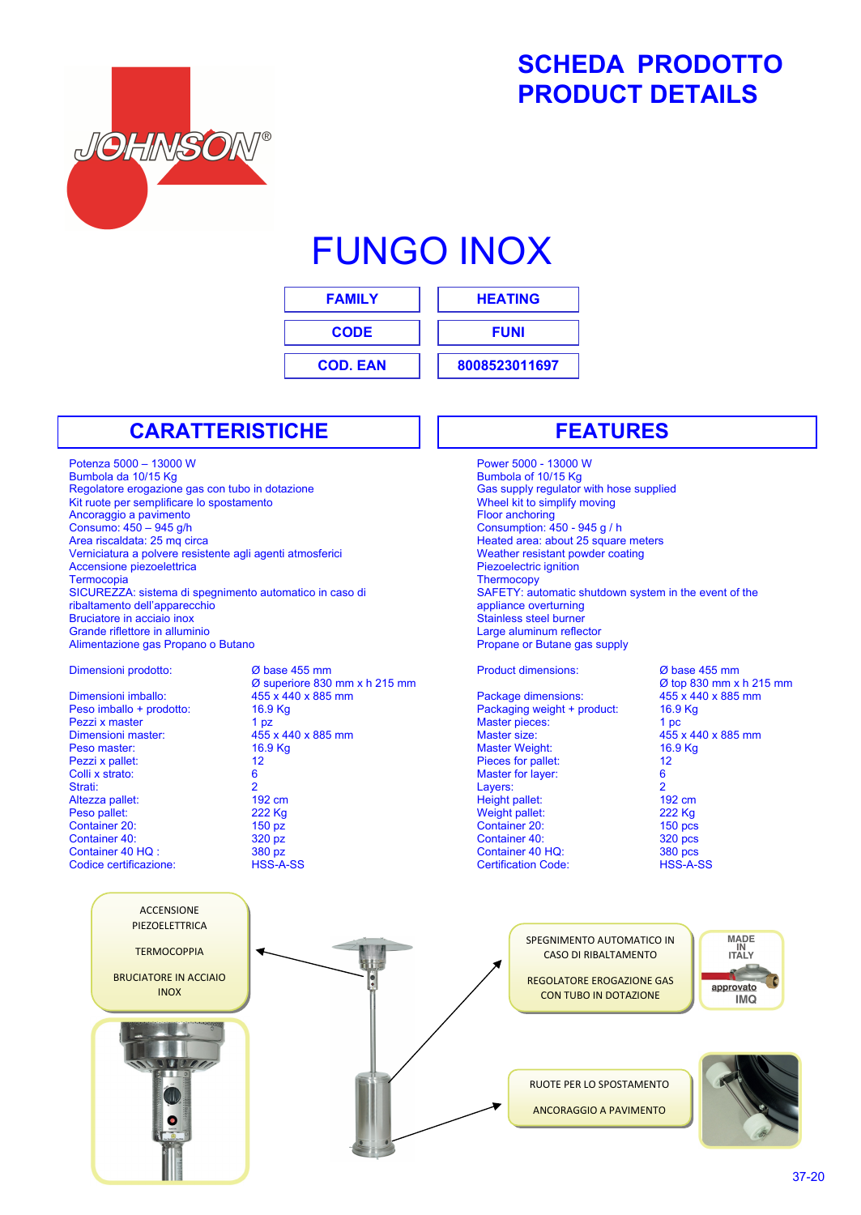# SCHEDA PRODOTTO
# PRODUCT DETAILS

# FUNGO INOX

| | |
|---|---|
| FAMILY | HEATING |
| CODE | FUNI |
| COD. EAN | 8008523011697 |

## CARATTERISTICHE

Potenza 5000 – 13000 W
Bumbola da 10/15 Kg
Regolatore erogazione gas con tubo in dotazione
Kit ruote per semplificare lo spostamento
Ancoraggio a pavimento
Consumo: 450 – 945 g/h
Area riscaldata: 25 mq circa
Verniciatura a polvere resistente agli agenti atmosferici
Accensione piezoelettrica
Termocopia
SICUREZZA: sistema di spegnimento automatico in caso di ribaltamento dell'apparecchio
Bruciatore in acciaio inox
Grande riflettore in alluminio
Alimentazione gas Propano o Butano

| | |
|---|---|
| Dimensioni prodotto: | Ø base 455 mm<br>Ø superiore 830 mm x h 215 mm |
| Dimensioni imballo: | 455 x 440 x 885 mm |
| Peso imballo + prodotto: | 16.9 Kg |
| Pezzi x master | 1 pz |
| Dimensioni master: | 455 x 440 x 885 mm |
| Peso master: | 16.9 Kg |
| Pezzi x pallet: | 12 |
| Colli x strato: | 6 |
| Strati: | 2 |
| Altezza pallet: | 192 cm |
| Peso pallet: | 222 Kg |
| Container 20: | 150 pz |
| Container 40: | 320 pz |
| Container 40 HQ : | 380 pz |
| Codice certificazione: | HSS-A-SS |

## FEATURES

Power 5000 - 13000 W
Bumbola of 10/15 Kg
Gas supply regulator with hose supplied
Wheel kit to simplify moving
Floor anchoring
Consumption: 450 - 945 g / h
Heated area: about 25 square meters
Weather resistant powder coating
Piezoelectric ignition
Thermocopy
SAFETY: automatic shutdown system in the event of the appliance overturning
Stainless steel burner
Large aluminum reflector
Propane or Butane gas supply

| | |
|---|---|
| Product dimensions: | Ø base 455 mm<br>Ø top 830 mm x h 215 mm |
| Package dimensions: | 455 x 440 x 885 mm |
| Packaging weight + product: | 16.9 Kg |
| Master pieces: | 1 pc |
| Master size: | 455 x 440 x 885 mm |
| Master Weight: | 16.9 Kg |
| Pieces for pallet: | 12 |
| Master for layer: | 6 |
| Layers: | 2 |
| Height pallet: | 192 cm |
| Weight pallet: | 222 Kg |
| Container 20: | 150 pcs |
| Container 40: | 320 pcs |
| Container 40 HQ: | 380 pcs |
| Certification Code: | HSS-A-SS |

ACCENSIONE PIEZOELETTRICA

TERMOCOPPIA

BRUCIATORE IN ACCIAIO INOX

SPEGNIMENTO AUTOMATICO IN CASO DI RIBALTAMENTO

REGOLATORE EROGAZIONE GAS CON TUBO IN DOTAZIONE

MADE IN ITALY

approvato IMQ

RUOTE PER LO SPOSTAMENTO

ANCORAGGIO A PAVIMENTO

37-20